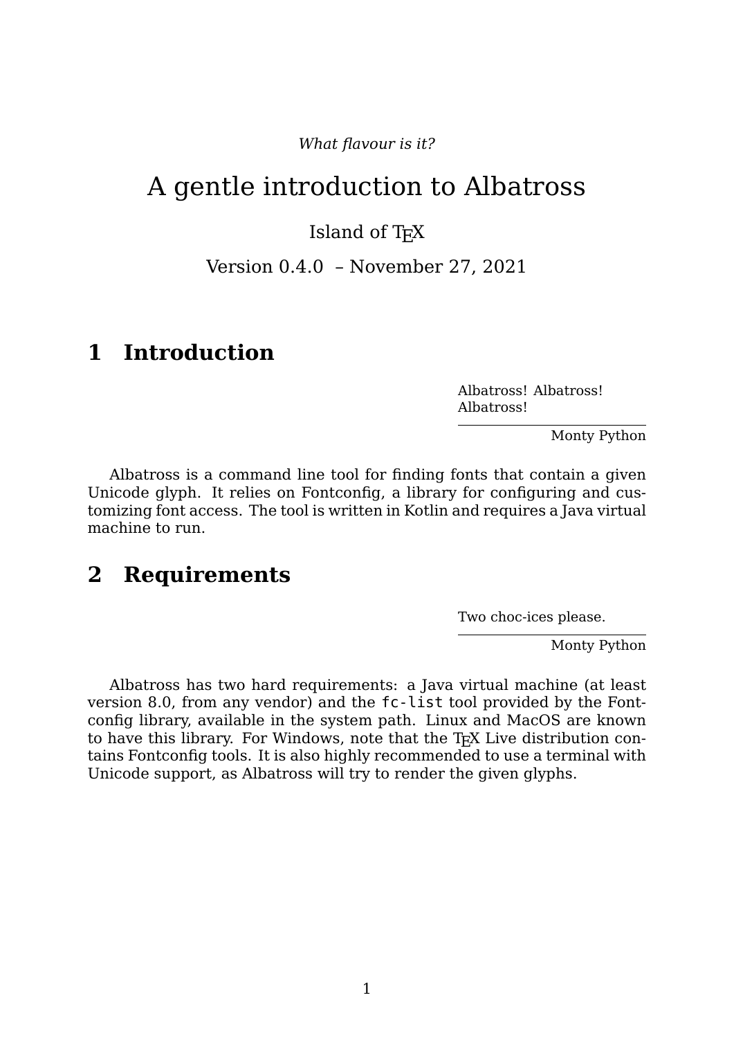*What flavour is it?*

# A gentle introduction to Albatross

Island of TEX

Version 0.4.0 – November 27, 2021

## 1 Introduction

> Albatross! Albatross! Albatross!
>
> Monty Python

Albatross is a command line tool for finding fonts that contain a given Unicode glyph. It relies on Fontconfig, a library for configuring and customizing font access. The tool is written in Kotlin and requires a Java virtual machine to run.

## 2 Requirements

> Two choc-ices please.
>
> Monty Python

Albatross has two hard requirements: a Java virtual machine (at least version 8.0, from any vendor) and the `fc-list` tool provided by the Fontconfig library, available in the system path. Linux and MacOS are known to have this library. For Windows, note that the TEX Live distribution contains Fontconfig tools. It is also highly recommended to use a terminal with Unicode support, as Albatross will try to render the given glyphs.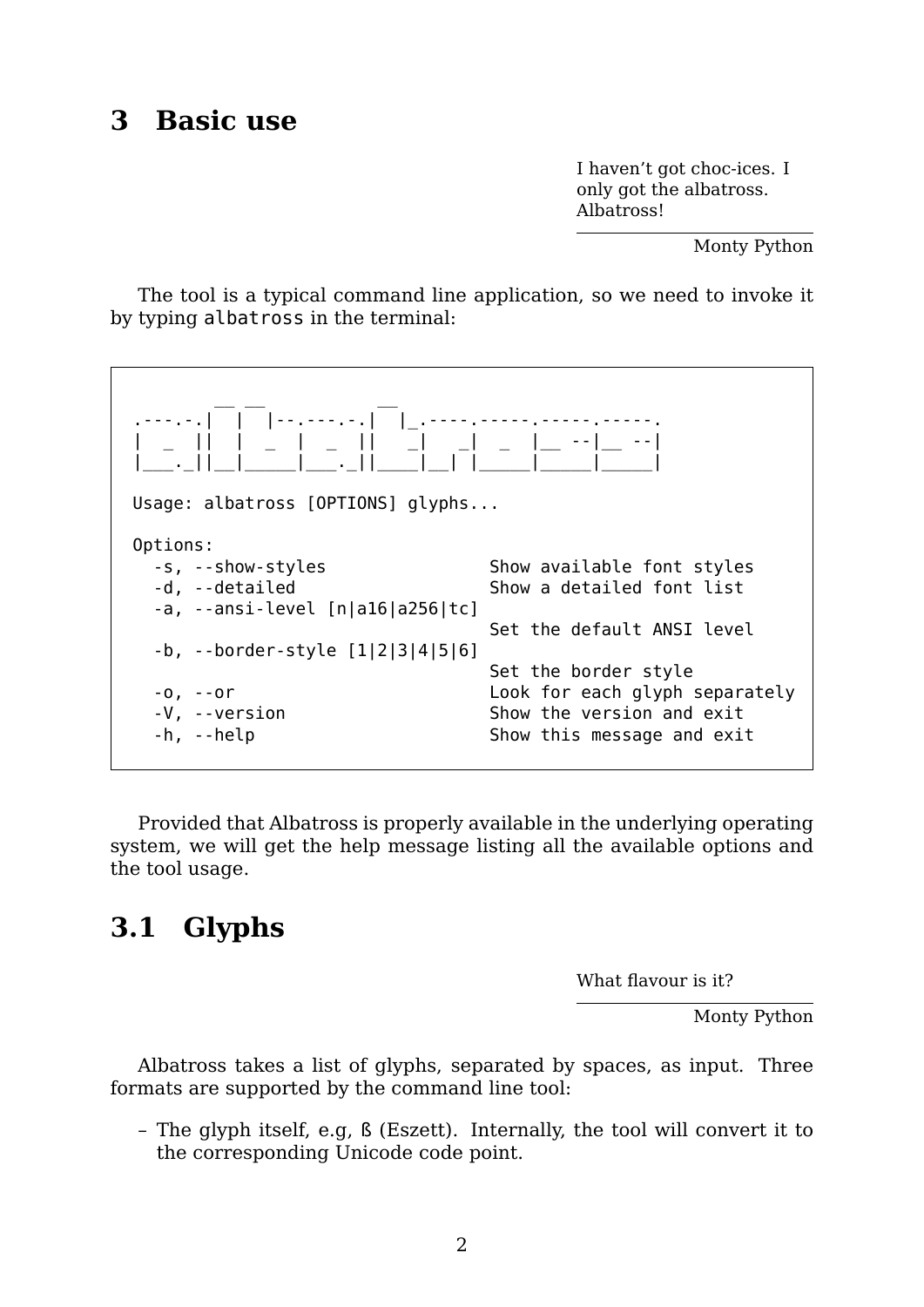# 3 Basic use

> I haven't got choc-ices. I only got the albatross. Albatross!
>
> — Monty Python

The tool is a typical command line application, so we need to invoke it by typing `albatross` in the terminal:

```
        __ __       __
.---.-.|  |  |--.---.-.|  |_.----.-----.-----.-----.
|  _  ||  |  _  |  _  ||   _|   _|  _  |__ --|__ --|
|___._||__|_____|___._||____|__| |_____|_____|_____|

Usage: albatross [OPTIONS] glyphs...

Options:
  -s, --show-styles              Show available font styles
  -d, --detailed                 Show a detailed font list
  -a, --ansi-level [n|a16|a256|tc]
                                 Set the default ANSI level
  -b, --border-style [1|2|3|4|5|6]
                                 Set the border style
  -o, --or                       Look for each glyph separately
  -V, --version                  Show the version and exit
  -h, --help                     Show this message and exit
```

Provided that Albatross is properly available in the underlying operating system, we will get the help message listing all the available options and the tool usage.

## 3.1 Glyphs

> What flavour is it?
>
> — Monty Python

Albatross takes a list of glyphs, separated by spaces, as input. Three formats are supported by the command line tool:

- The glyph itself, e.g, ß (Eszett). Internally, the tool will convert it to the corresponding Unicode code point.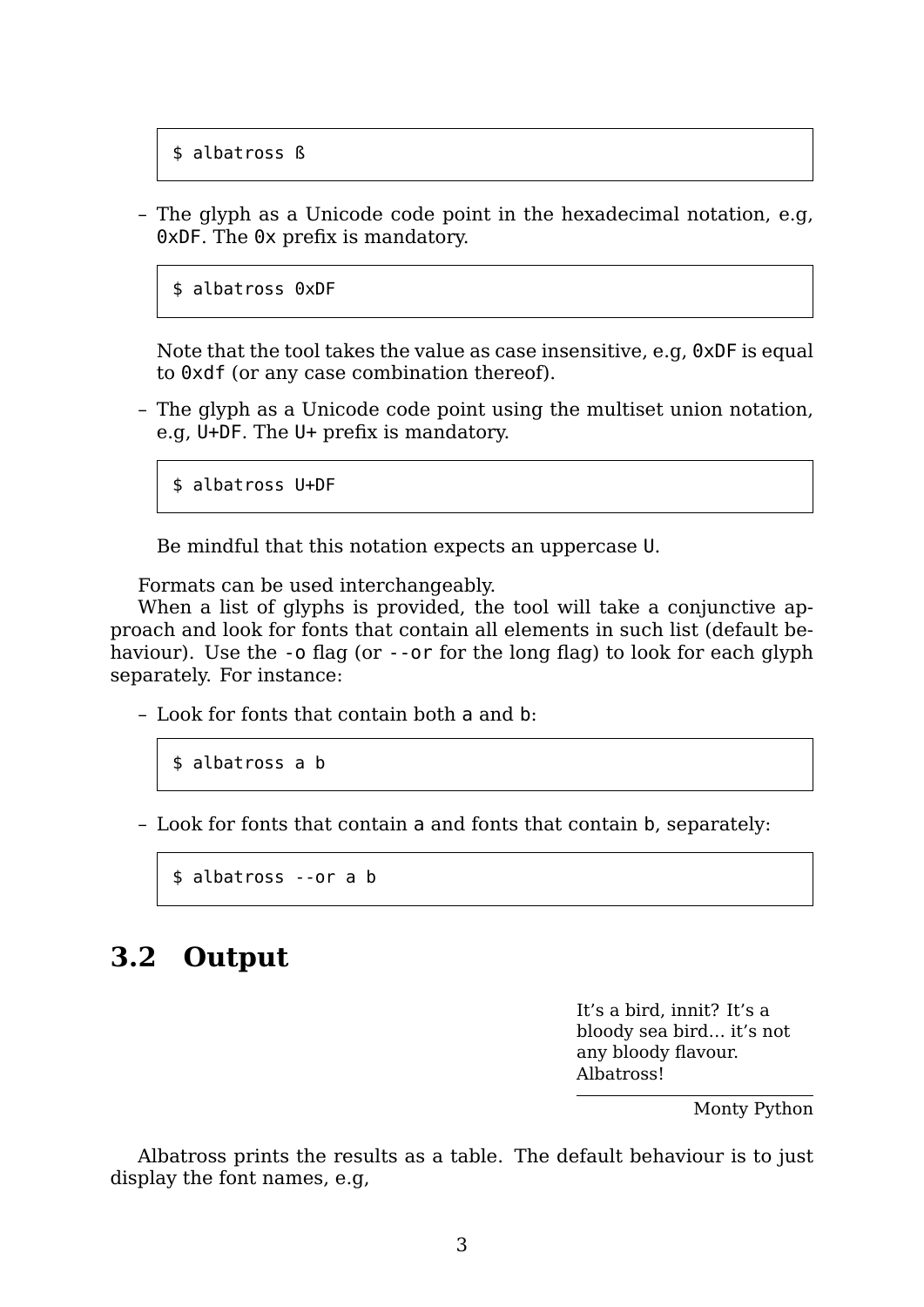```
$ albatross ß
```

- The glyph as a Unicode code point in the hexadecimal notation, e.g, `0xDF`. The `0x` prefix is mandatory.

  ```
  $ albatross 0xDF
  ```

  Note that the tool takes the value as case insensitive, e.g, `0xDF` is equal to `0xdf` (or any case combination thereof).

- The glyph as a Unicode code point using the multiset union notation, e.g, `U+DF`. The `U+` prefix is mandatory.

  ```
  $ albatross U+DF
  ```

  Be mindful that this notation expects an uppercase `U`.

Formats can be used interchangeably.

When a list of glyphs is provided, the tool will take a conjunctive approach and look for fonts that contain all elements in such list (default behaviour). Use the `-o` flag (or `--or` for the long flag) to look for each glyph separately. For instance:

- Look for fonts that contain both `a` and `b`:

  ```
  $ albatross a b
  ```

- Look for fonts that contain `a` and fonts that contain `b`, separately:

  ```
  $ albatross --or a b
  ```

## 3.2 Output

> It's a bird, innit? It's a bloody sea bird... it's not any bloody flavour. Albatross!
>
> — Monty Python

Albatross prints the results as a table. The default behaviour is to just display the font names, e.g,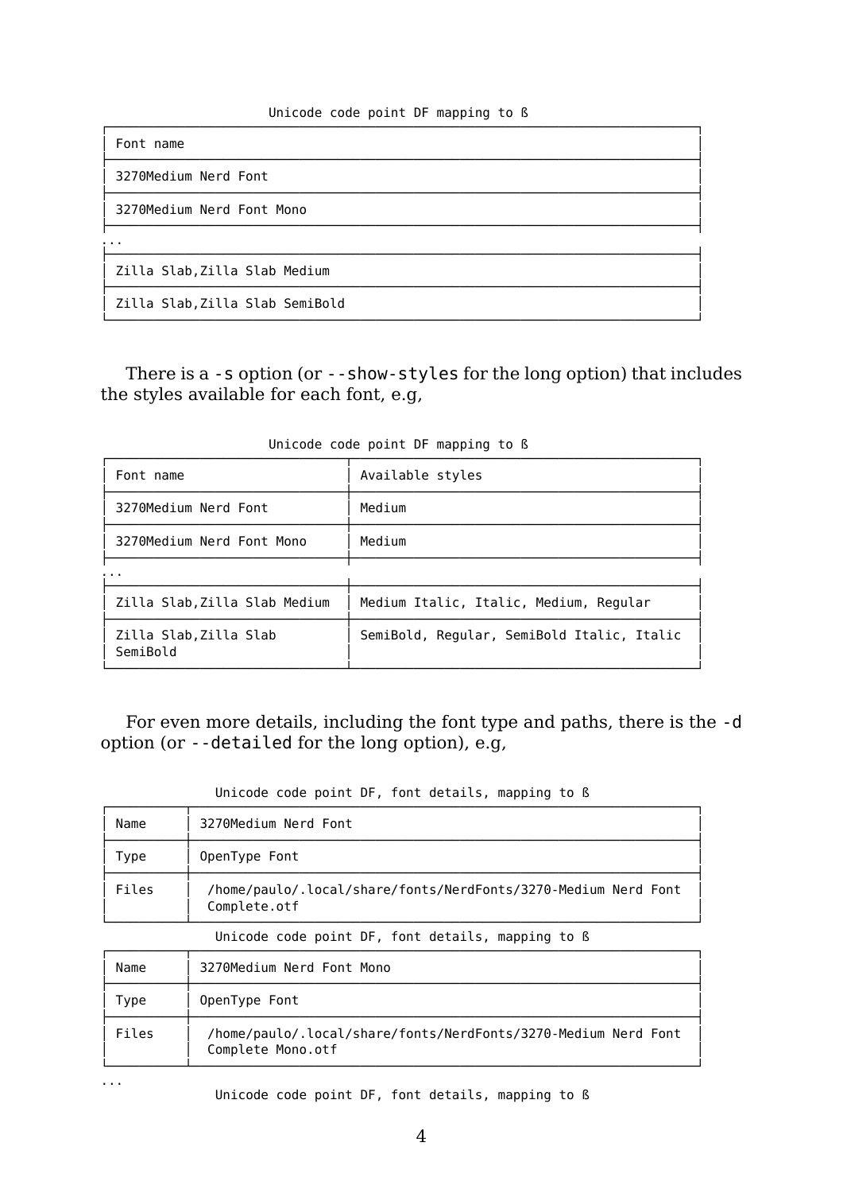Unicode code point DF mapping to ß

| Font name |
|---|
| 3270Medium Nerd Font |
| 3270Medium Nerd Font Mono |
| ... |
| Zilla Slab,Zilla Slab Medium |
| Zilla Slab,Zilla Slab SemiBold |

There is a `-s` option (or `--show-styles` for the long option) that includes the styles available for each font, e.g,

Unicode code point DF mapping to ß

| Font name | Available styles |
|---|---|
| 3270Medium Nerd Font | Medium |
| 3270Medium Nerd Font Mono | Medium |
| ... | |
| Zilla Slab,Zilla Slab Medium | Medium Italic, Italic, Medium, Regular |
| Zilla Slab,Zilla Slab SemiBold | SemiBold, Regular, SemiBold Italic, Italic |

For even more details, including the font type and paths, there is the `-d` option (or `--detailed` for the long option), e.g,

Unicode code point DF, font details, mapping to ß

| Name | 3270Medium Nerd Font |
|---|---|
| Type | OpenType Font |
| Files | /home/paulo/.local/share/fonts/NerdFonts/3270-Medium Nerd Font Complete.otf |

Unicode code point DF, font details, mapping to ß

| Name | 3270Medium Nerd Font Mono |
|---|---|
| Type | OpenType Font |
| Files | /home/paulo/.local/share/fonts/NerdFonts/3270-Medium Nerd Font Complete Mono.otf |

...

Unicode code point DF, font details, mapping to ß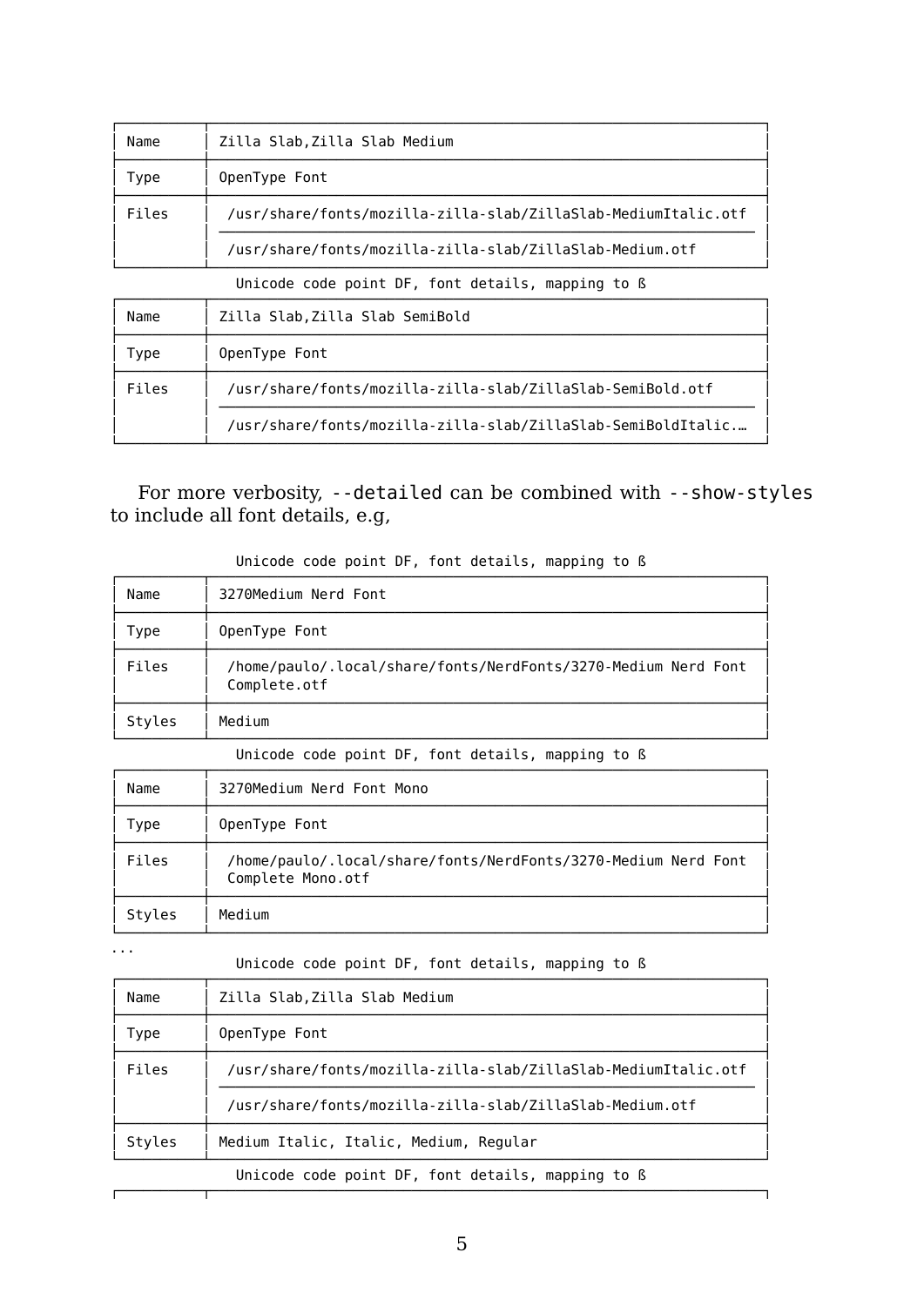| Name | Zilla Slab,Zilla Slab Medium |
|---|---|
| Type | OpenType Font |
| Files | /usr/share/fonts/mozilla-zilla-slab/ZillaSlab-MediumItalic.otf<br>/usr/share/fonts/mozilla-zilla-slab/ZillaSlab-Medium.otf |

Unicode code point DF, font details, mapping to ß

| Name | Zilla Slab,Zilla Slab SemiBold |
|---|---|
| Type | OpenType Font |
| Files | /usr/share/fonts/mozilla-zilla-slab/ZillaSlab-SemiBold.otf<br>/usr/share/fonts/mozilla-zilla-slab/ZillaSlab-SemiBoldItalic.… |

For more verbosity, `--detailed` can be combined with `--show-styles` to include all font details, e.g,

Unicode code point DF, font details, mapping to ß

| Name | 3270Medium Nerd Font |
|---|---|
| Type | OpenType Font |
| Files | /home/paulo/.local/share/fonts/NerdFonts/3270-Medium Nerd Font Complete.otf |
| Styles | Medium |

Unicode code point DF, font details, mapping to ß

| Name | 3270Medium Nerd Font Mono |
|---|---|
| Type | OpenType Font |
| Files | /home/paulo/.local/share/fonts/NerdFonts/3270-Medium Nerd Font Complete Mono.otf |
| Styles | Medium |

...

Unicode code point DF, font details, mapping to ß

| Name | Zilla Slab,Zilla Slab Medium |
|---|---|
| Type | OpenType Font |
| Files | /usr/share/fonts/mozilla-zilla-slab/ZillaSlab-MediumItalic.otf<br>/usr/share/fonts/mozilla-zilla-slab/ZillaSlab-Medium.otf |
| Styles | Medium Italic, Italic, Medium, Regular |

Unicode code point DF, font details, mapping to ß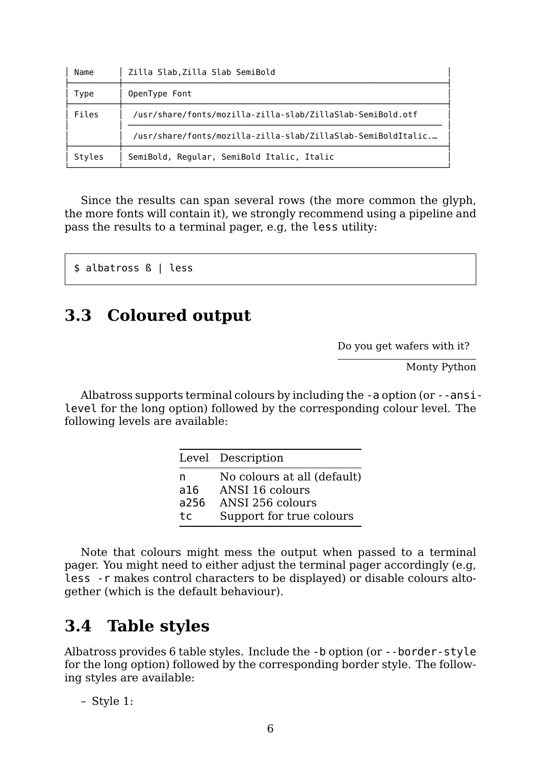```
│ Name      │ Zilla Slab,Zilla Slab SemiBold                                   │
├───────────┼──────────────────────────────────────────────────────────────────┤
│ Type      │ OpenType Font                                                    │
├───────────┼──────────────────────────────────────────────────────────────────┤
│ Files     │  /usr/share/fonts/mozilla-zilla-slab/ZillaSlab-SemiBold.otf      │
│           │ ──────────────────────────────────────────────────────────────── │
│           │  /usr/share/fonts/mozilla-zilla-slab/ZillaSlab-SemiBoldItalic.…  │
├───────────┼──────────────────────────────────────────────────────────────────┤
│ Styles    │ SemiBold, Regular, SemiBold Italic, Italic                       │
└───────────┴──────────────────────────────────────────────────────────────────┘
```

Since the results can span several rows (the more common the glyph, the more fonts will contain it), we strongly recommend using a pipeline and pass the results to a terminal pager, e.g, the `less` utility:

```
$ albatross ß | less
```

## 3.3 Coloured output

> Do you get wafers with it?
>
> Monty Python

Albatross supports terminal colours by including the `-a` option (or `--ansi-level` for the long option) followed by the corresponding colour level. The following levels are available:

| Level | Description |
|---|---|
| `n` | No colours at all (default) |
| `a16` | ANSI 16 colours |
| `a256` | ANSI 256 colours |
| `tc` | Support for true colours |

Note that colours might mess the output when passed to a terminal pager. You might need to either adjust the terminal pager accordingly (e.g, `less -r` makes control characters to be displayed) or disable colours altogether (which is the default behaviour).

## 3.4 Table styles

Albatross provides 6 table styles. Include the `-b` option (or `--border-style` for the long option) followed by the corresponding border style. The following styles are available:

– Style 1: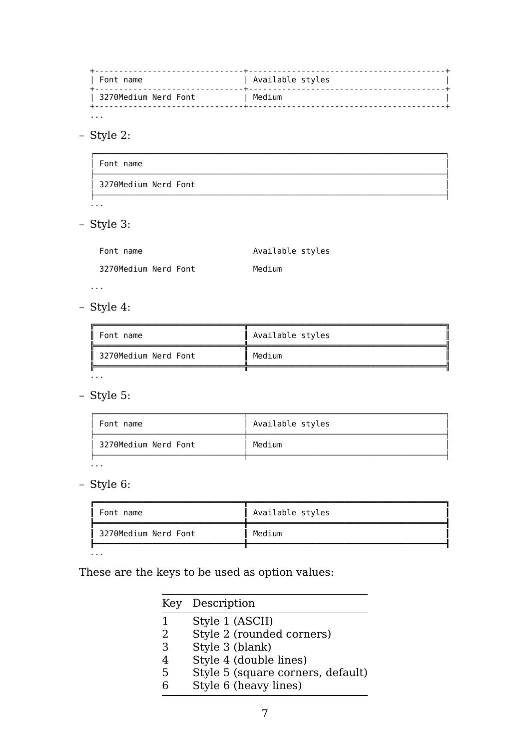```
+-------------------------------+----------------------------------------+
| Font name                     | Available styles                       |
+-------------------------------+----------------------------------------+
| 3270Medium Nerd Font          | Medium                                 |
+-------------------------------+----------------------------------------+
...
```

– Style 2:

```
╭────────────────────────────────────────────────────────────────────────╮
│ Font name                                                              │
├────────────────────────────────────────────────────────────────────────┤
│ 3270Medium Nerd Font                                                   │
├────────────────────────────────────────────────────────────────────────┤
...
```

– Style 3:

```
  Font name                       Available styles

  3270Medium Nerd Font            Medium

...
```

– Style 4:

```
╔═══════════════════════════════╦════════════════════════════════════════╗
║ Font name                     ║ Available styles                       ║
╠═══════════════════════════════╬════════════════════════════════════════╣
║ 3270Medium Nerd Font          ║ Medium                                 ║
╠═══════════════════════════════╬════════════════════════════════════════╣
...
```

– Style 5:

```
┌───────────────────────────────┬────────────────────────────────────────┐
│ Font name                     │ Available styles                       │
├───────────────────────────────┼────────────────────────────────────────┤
│ 3270Medium Nerd Font          │ Medium                                 │
├───────────────────────────────┼────────────────────────────────────────┤
...
```

– Style 6:

```
┏━━━━━━━━━━━━━━━━━━━━━━━━━━━━━━━┳━━━━━━━━━━━━━━━━━━━━━━━━━━━━━━━━━━━━━━━━┓
┃ Font name                     ┃ Available styles                       ┃
┣━━━━━━━━━━━━━━━━━━━━━━━━━━━━━━━╋━━━━━━━━━━━━━━━━━━━━━━━━━━━━━━━━━━━━━━━━┫
┃ 3270Medium Nerd Font          ┃ Medium                                 ┃
┣━━━━━━━━━━━━━━━━━━━━━━━━━━━━━━━╋━━━━━━━━━━━━━━━━━━━━━━━━━━━━━━━━━━━━━━━━┫
...
```

These are the keys to be used as option values:

| Key | Description |
|---|---|
| 1 | Style 1 (ASCII) |
| 2 | Style 2 (rounded corners) |
| 3 | Style 3 (blank) |
| 4 | Style 4 (double lines) |
| 5 | Style 5 (square corners, default) |
| 6 | Style 6 (heavy lines) |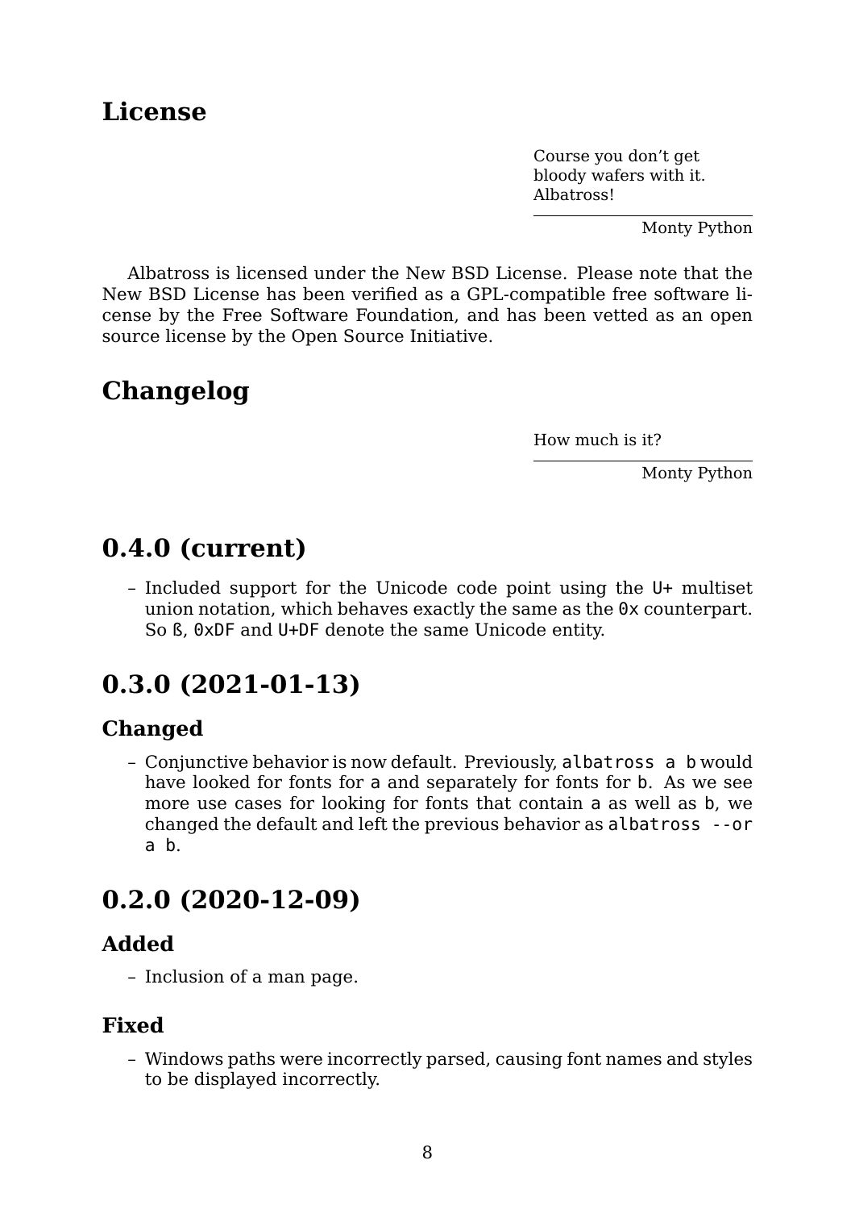## License

> Course you don't get bloody wafers with it. Albatross!
>
> — Monty Python

Albatross is licensed under the New BSD License. Please note that the New BSD License has been verified as a GPL-compatible free software license by the Free Software Foundation, and has been vetted as an open source license by the Open Source Initiative.

## Changelog

> How much is it?
>
> — Monty Python

## 0.4.0 (current)

- Included support for the Unicode code point using the `U+` multiset union notation, which behaves exactly the same as the `0x` counterpart. So ß, `0xDF` and `U+DF` denote the same Unicode entity.

## 0.3.0 (2021-01-13)

### Changed

- Conjunctive behavior is now default. Previously, `albatross a b` would have looked for fonts for `a` and separately for fonts for `b`. As we see more use cases for looking for fonts that contain `a` as well as `b`, we changed the default and left the previous behavior as `albatross --or a b`.

## 0.2.0 (2020-12-09)

### Added

- Inclusion of a man page.

### Fixed

- Windows paths were incorrectly parsed, causing font names and styles to be displayed incorrectly.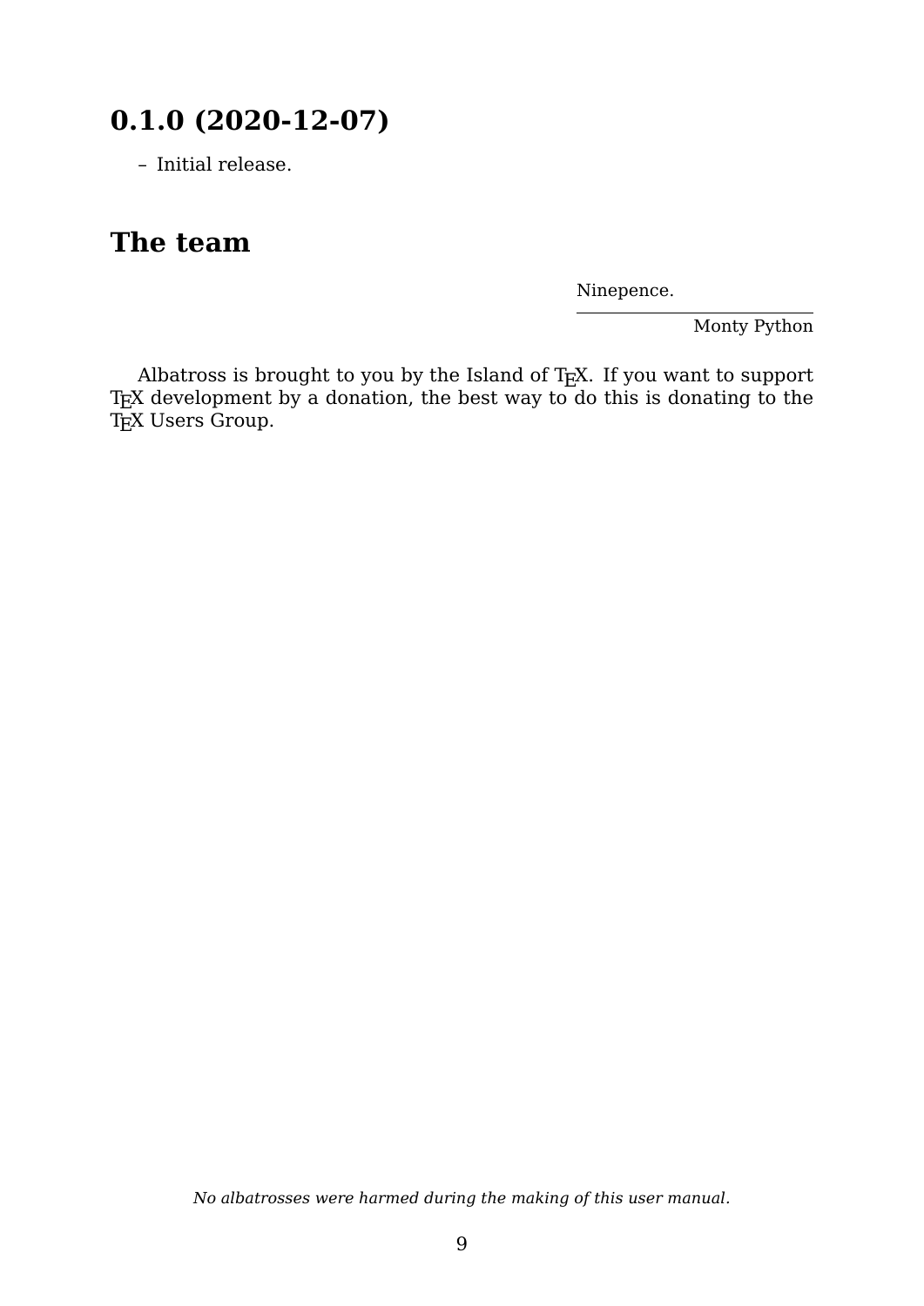## 0.1.0 (2020-12-07)

- Initial release.

## The team

> Ninepence.
>
> — Monty Python

Albatross is brought to you by the Island of TEX. If you want to support TEX development by a donation, the best way to do this is donating to the TEX Users Group.

*No albatrosses were harmed during the making of this user manual.*